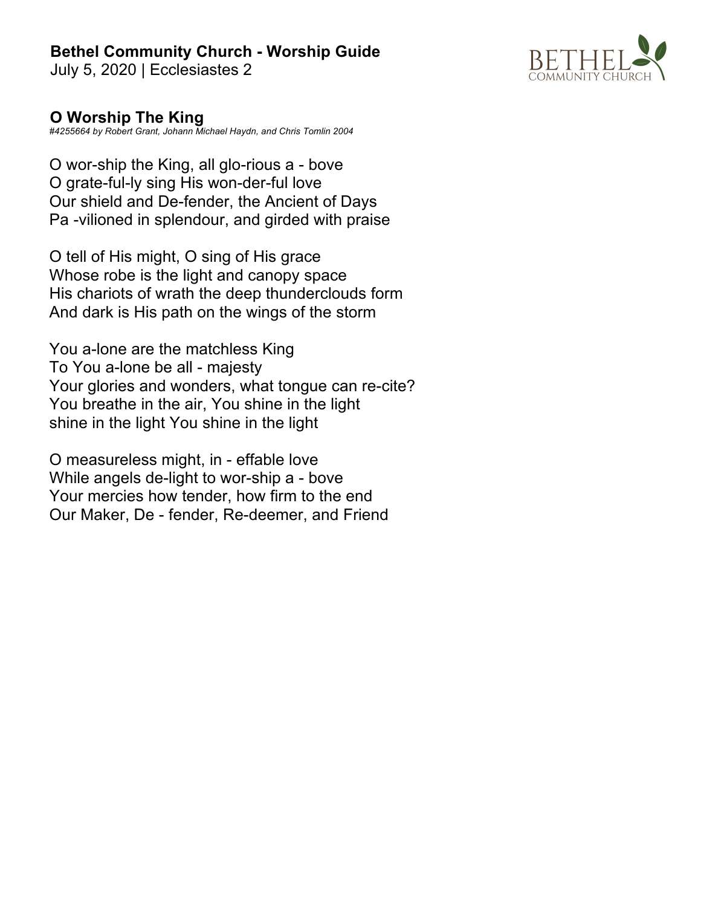**Bethel Community Church - Worship Guide**
July 5, 2020 | Ecclesiastes 2

## O Worship The King

*#4255664 by Robert Grant, Johann Michael Haydn, and Chris Tomlin 2004*

O wor-ship the King, all glo-rious a - bove
O grate-ful-ly sing His won-der-ful love
Our shield and De-fender, the Ancient of Days
Pa -vilioned in splendour, and girded with praise

O tell of His might, O sing of His grace
Whose robe is the light and canopy space
His chariots of wrath the deep thunderclouds form
And dark is His path on the wings of the storm

You a-lone are the matchless King
To You a-lone be all - majesty
Your glories and wonders, what tongue can re-cite?
You breathe in the air, You shine in the light
shine in the light You shine in the light

O measureless might, in - effable love
While angels de-light to wor-ship a - bove
Your mercies how tender, how firm to the end
Our Maker, De - fender, Re-deemer, and Friend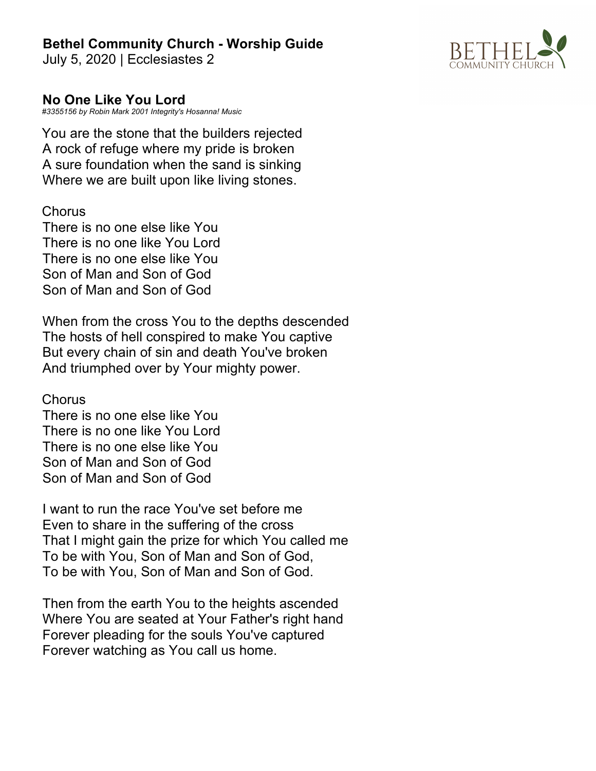**Bethel Community Church - Worship Guide**
July 5, 2020 | Ecclesiastes 2

### No One Like You Lord

*#3355156 by Robin Mark 2001 Integrity's Hosanna! Music*

You are the stone that the builders rejected
A rock of refuge where my pride is broken
A sure foundation when the sand is sinking
Where we are built upon like living stones.

Chorus
There is no one else like You
There is no one like You Lord
There is no one else like You
Son of Man and Son of God
Son of Man and Son of God

When from the cross You to the depths descended
The hosts of hell conspired to make You captive
But every chain of sin and death You've broken
And triumphed over by Your mighty power.

Chorus
There is no one else like You
There is no one like You Lord
There is no one else like You
Son of Man and Son of God
Son of Man and Son of God

I want to run the race You've set before me
Even to share in the suffering of the cross
That I might gain the prize for which You called me
To be with You, Son of Man and Son of God,
To be with You, Son of Man and Son of God.

Then from the earth You to the heights ascended
Where You are seated at Your Father's right hand
Forever pleading for the souls You've captured
Forever watching as You call us home.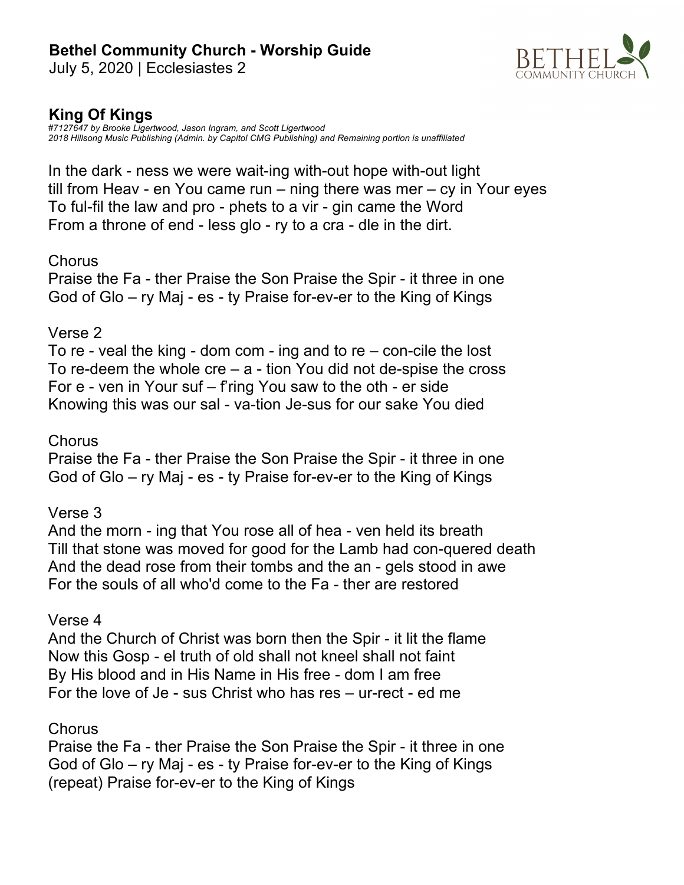**Bethel Community Church - Worship Guide**
July 5, 2020 | Ecclesiastes 2

### King Of Kings

*#7127647 by Brooke Ligertwood, Jason Ingram, and Scott Ligertwood*
*2018 Hillsong Music Publishing (Admin. by Capitol CMG Publishing) and Remaining portion is unaffiliated*

In the dark - ness we were wait-ing with-out hope with-out light
till from Heav - en You came run – ning there was mer – cy in Your eyes
To ful-fil the law and pro - phets to a vir - gin came the Word
From a throne of end - less glo - ry to a cra - dle in the dirt.

Chorus
Praise the Fa - ther Praise the Son Praise the Spir - it three in one
God of Glo – ry Maj - es - ty Praise for-ev-er to the King of Kings

Verse 2
To re - veal the king - dom com - ing and to re – con-cile the lost
To re-deem the whole cre – a - tion You did not de-spise the cross
For e - ven in Your suf – f'ring You saw to the oth - er side
Knowing this was our sal - va-tion Je-sus for our sake You died

Chorus
Praise the Fa - ther Praise the Son Praise the Spir - it three in one
God of Glo – ry Maj - es - ty Praise for-ev-er to the King of Kings

Verse 3
And the morn - ing that You rose all of hea - ven held its breath
Till that stone was moved for good for the Lamb had con-quered death
And the dead rose from their tombs and the an - gels stood in awe
For the souls of all who'd come to the Fa - ther are restored

Verse 4
And the Church of Christ was born then the Spir - it lit the flame
Now this Gosp - el truth of old shall not kneel shall not faint
By His blood and in His Name in His free - dom I am free
For the love of Je - sus Christ who has res – ur-rect - ed me

Chorus
Praise the Fa - ther Praise the Son Praise the Spir - it three in one
God of Glo – ry Maj - es - ty Praise for-ev-er to the King of Kings
(repeat) Praise for-ev-er to the King of Kings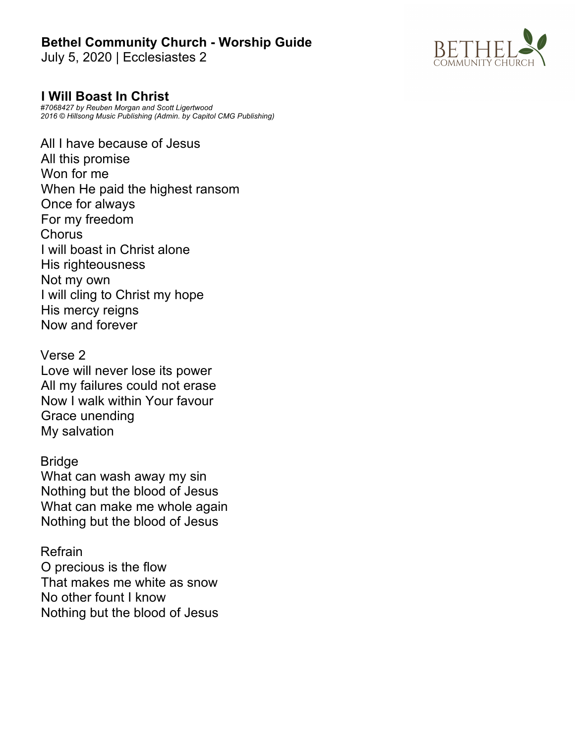**Bethel Community Church - Worship Guide**
July 5, 2020 | Ecclesiastes 2

### I Will Boast In Christ

*#7068427 by Reuben Morgan and Scott Ligertwood*
*2016 © Hillsong Music Publishing (Admin. by Capitol CMG Publishing)*

All I have because of Jesus
All this promise
Won for me
When He paid the highest ransom
Once for always
For my freedom
Chorus
I will boast in Christ alone
His righteousness
Not my own
I will cling to Christ my hope
His mercy reigns
Now and forever

Verse 2
Love will never lose its power
All my failures could not erase
Now I walk within Your favour
Grace unending
My salvation

Bridge
What can wash away my sin
Nothing but the blood of Jesus
What can make me whole again
Nothing but the blood of Jesus

Refrain
O precious is the flow
That makes me white as snow
No other fount I know
Nothing but the blood of Jesus